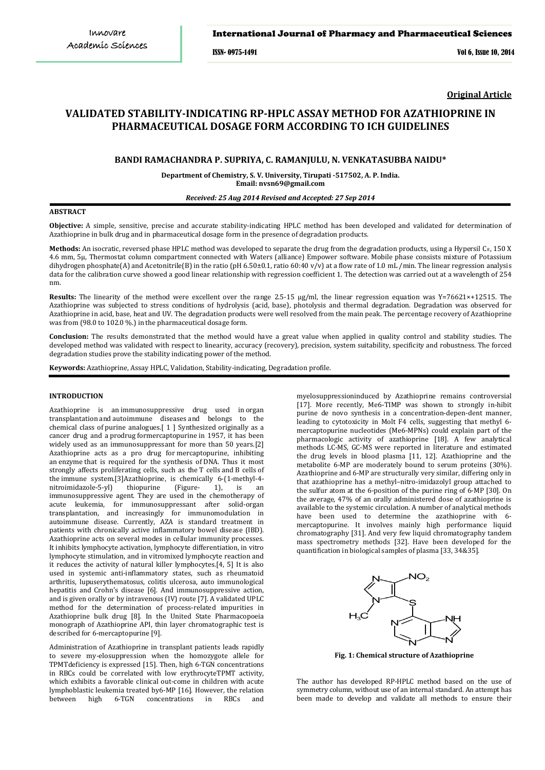**Original Article**

# VALIDATED STABILITY-INDICATING RP-HPLC ASSAY METHOD FOR AZATHIOPRINE IN PHARMACEUTICAL DOSAGE FORM ACCORDING TO ICH GUIDELINES

**BANDI RAMACHANDRA P. SUPRIYA, C. RAMANJULU, N. VENKATASUBBA NAIDU***

**Department of Chemistry, S. V. University, Tirupati -517502, A. P. India.**
**Email: nvsn69@gmail.com**

***Received: 25 Aug 2014 Revised and Accepted: 27 Sep 2014***

## ABSTRACT

**Objective:** A simple, sensitive, precise and accurate stability-indicating HPLC method has been developed and validated for determination of Azathioprine in bulk drug and in pharmaceutical dosage form in the presence of degradation products.

**Methods:** An isocratic, reversed phase HPLC method was developed to separate the drug from the degradation products, using a Hypersil $C_8$, 150 X 4.6 mm, 5μ, Thermostat column compartment connected with Waters (alliance) Empower software. Mobile phase consists mixture of Potassium dihydrogen phosphate(A) and Acetonitrile(B) in the ratio (pH 6.50±0.1, ratio 60:40 v/v) at a flow rate of 1.0 mL /min. The linear regression analysis data for the calibration curve showed a good linear relationship with regression coefficient 1. The detection was carried out at a wavelength of 254 nm.

**Results:** The linearity of the method were excellent over the range 2.5-15 μg/ml, the linear regression equation was Y=76621×+12515. The Azathioprine was subjected to stress conditions of hydrolysis (acid, base), photolysis and thermal degradation. Degradation was observed for Azathioprine in acid, base, heat and UV. The degradation products were well resolved from the main peak. The percentage recovery of Azathioprine was from (98.0 to 102.0 %.) in the pharmaceutical dosage form.

**Conclusion:** The results demonstrated that the method would have a great value when applied in quality control and stability studies. The developed method was validated with respect to linearity, accuracy (recovery), precision, system suitability, specificity and robustness. The forced degradation studies prove the stability indicating power of the method.

**Keywords:** Azathioprine, Assay HPLC, Validation, Stability-indicating, Degradation profile.

## INTRODUCTION

Azathioprine is an immunosuppressive drug used in organ transplantation and autoimmune diseases and belongs to the chemical class of purine analogues.[ 1 ] Synthesized originally as a cancer drug and a prodrug formercaptopurine in 1957, it has been widely used as an immunosuppressant for more than 50 years.[2] Azathioprine acts as a pro drug for mercaptopurine, inhibiting an enzyme that is required for the synthesis of DNA. Thus it most strongly affects proliferating cells, such as the T cells and B cells of the immune system.[3]Azathioprine, is chemically 6-(1-methyl-4-nitroimidazole-5-yl) thiopurine (Figure- 1), is an immunosuppressive agent. They are used in the chemotherapy of acute leukemia, for immunosuppressant after solid-organ transplantation, and increasingly for immunomodulation in autoimmune disease. Currently, AZA is standard treatment in patients with chronically active inflammatory bowel disease (IBD). Azathioprine acts on several modes in cellular immunity processes. It inhibits lymphocyte activation, lymphocyte differentiation, in vitro lymphocyte stimulation, and in vitromixed lymphocyte reaction and it reduces the activity of natural killer lymphocytes.[4, 5] It is also used in systemic anti-inflammatory states, such as rheumatoid arthritis, lupuserythematosus, colitis ulcerosa, auto immunological hepatitis and Crohn's disease [6]. And immunosuppressive action, and is given orally or by intravenous (IV) route [7]. A validated UPLC method for the determination of process-related impurities in Azathioprine bulk drug [8]. In the United State Pharmacopoeia monograph of Azathioprine API, thin layer chromatographic test is described for 6-mercaptopurine [9].

Administration of Azathioprine in transplant patients leads rapidly to severe my-elosuppression when the homozygote allele for TPMTdeficiency is expressed [15]. Then, high 6-TGN concentrations in RBCs could be correlated with low erythrocyteTPMT activity, which exhibits a favorable clinical out-come in children with acute lymphoblastic leukemia treated by6-MP [16]. However, the relation between high 6-TGN concentrations in RBCs and myelosuppressioninduced by Azathioprine remains controversial [17]. More recently, Me6-TIMP was shown to strongly in-hibit purine de novo synthesis in a concentration-depen-dent manner, leading to cytotoxicity in Molt F4 cells, suggesting that methyl 6-mercaptopurine nucleotides (Me6-MPNs) could explain part of the pharmacologic activity of azathioprine [18]. A few analytical methods LC-MS, GC-MS were reported in literature and estimated the drug levels in blood plasma [11, 12]. Azathioprine and the metabolite 6-MP are moderately bound to serum proteins (30%). Azathioprine and 6-MP are structurally very similar, differing only in that azathioprine has a methyl–nitro-imidazolyl group attached to the sulfur atom at the 6-position of the purine ring of 6-MP [30]. On the average, 47% of an orally administered dose of azathioprine is available to the systemic circulation. A number of analytical methods have been used to determine the azathioprine with 6-mercaptopurine. It involves mainly high performance liquid chromatography [31]. And very few liquid chromatography tandem mass spectrometry methods [32]. Have been developed for the quantification in biological samples of plasma [33, 34&35].

**Fig. 1: Chemical structure of Azathioprine**

The author has developed RP-HPLC method based on the use of symmetry column, without use of an internal standard. An attempt has been made to develop and validate all methods to ensure their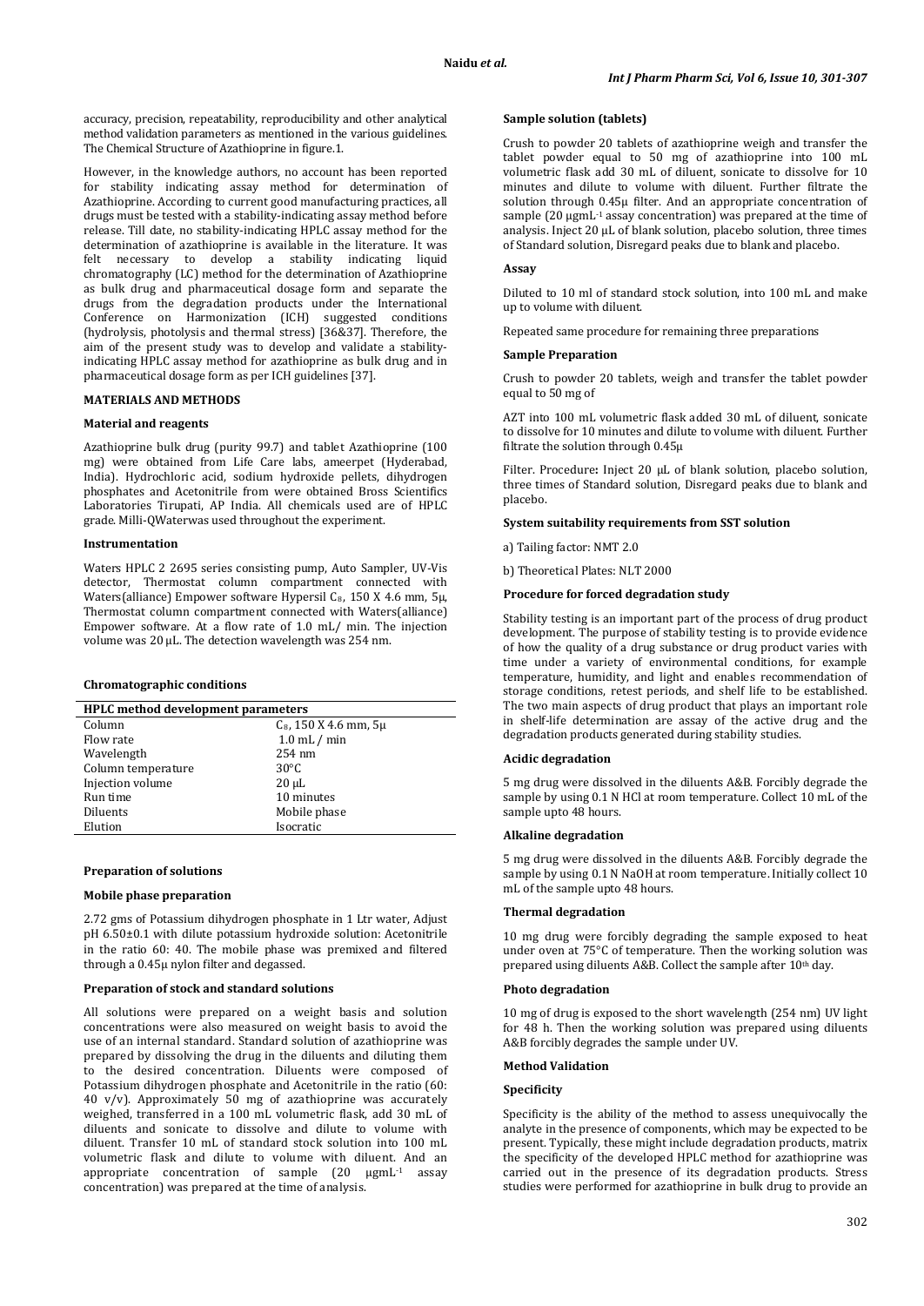accuracy, precision, repeatability, reproducibility and other analytical method validation parameters as mentioned in the various guidelines. The Chemical Structure of Azathioprine in figure.1.

However, in the knowledge authors, no account has been reported for stability indicating assay method for determination of Azathioprine. According to current good manufacturing practices, all drugs must be tested with a stability-indicating assay method before release. Till date, no stability-indicating HPLC assay method for the determination of azathioprine is available in the literature. It was felt necessary to develop a stability indicating liquid chromatography (LC) method for the determination of Azathioprine as bulk drug and pharmaceutical dosage form and separate the drugs from the degradation products under the International Conference on Harmonization (ICH) suggested conditions (hydrolysis, photolysis and thermal stress) [36&37]. Therefore, the aim of the present study was to develop and validate a stability-indicating HPLC assay method for azathioprine as bulk drug and in pharmaceutical dosage form as per ICH guidelines [37].

## MATERIALS AND METHODS

### Material and reagents

Azathioprine bulk drug (purity 99.7) and tablet Azathioprine (100 mg) were obtained from Life Care labs, ameerpet (Hyderabad, India). Hydrochloric acid, sodium hydroxide pellets, dihydrogen phosphates and Acetonitrile from were obtained Bross Scientifics Laboratories Tirupati, AP India. All chemicals used are of HPLC grade. Milli-QWaterwas used throughout the experiment.

### Instrumentation

Waters HPLC 2 2695 series consisting pump, Auto Sampler, UV-Vis detector, Thermostat column compartment connected with Waters(alliance) Empower software Hypersil $C_8$, 150 X 4.6 mm, 5µ, Thermostat column compartment connected with Waters(alliance) Empower software. At a flow rate of 1.0 mL/ min. The injection volume was 20 µL. The detection wavelength was 254 nm.

### Chromatographic conditions

| HPLC method development parameters | |
|---|---|
| Column | $C_8$, 150 X 4.6 mm, 5µ |
| Flow rate | 1.0 mL / min |
| Wavelength | 254 nm |
| Column temperature | 30°C |
| Injection volume | 20 µL |
| Run time | 10 minutes |
| Diluents | Mobile phase |
| Elution | Isocratic |

### Preparation of solutions

### Mobile phase preparation

2.72 gms of Potassium dihydrogen phosphate in 1 Ltr water, Adjust pH 6.50±0.1 with dilute potassium hydroxide solution: Acetonitrile in the ratio 60: 40. The mobile phase was premixed and filtered through a 0.45µ nylon filter and degassed.

### Preparation of stock and standard solutions

All solutions were prepared on a weight basis and solution concentrations were also measured on weight basis to avoid the use of an internal standard. Standard solution of azathioprine was prepared by dissolving the drug in the diluents and diluting them to the desired concentration. Diluents were composed of Potassium dihydrogen phosphate and Acetonitrile in the ratio (60: 40 v/v). Approximately 50 mg of azathioprine was accurately weighed, transferred in a 100 mL volumetric flask, add 30 mL of diluents and sonicate to dissolve and dilute to volume with diluent. Transfer 10 mL of standard stock solution into 100 mL volumetric flask and dilute to volume with diluent. And an appropriate concentration of sample (20 µgmL$^{-1}$ assay concentration) was prepared at the time of analysis.

### Sample solution (tablets)

Crush to powder 20 tablets of azathioprine weigh and transfer the tablet powder equal to 50 mg of azathioprine into 100 mL volumetric flask add 30 mL of diluent, sonicate to dissolve for 10 minutes and dilute to volume with diluent. Further filtrate the solution through 0.45µ filter. And an appropriate concentration of sample (20 µgmL$^{-1}$ assay concentration) was prepared at the time of analysis. Inject 20 µL of blank solution, placebo solution, three times of Standard solution, Disregard peaks due to blank and placebo.

### Assay

Diluted to 10 ml of standard stock solution, into 100 mL and make up to volume with diluent.

Repeated same procedure for remaining three preparations

### Sample Preparation

Crush to powder 20 tablets, weigh and transfer the tablet powder equal to 50 mg of

AZT into 100 mL volumetric flask added 30 mL of diluent, sonicate to dissolve for 10 minutes and dilute to volume with diluent. Further filtrate the solution through 0.45µ

Filter. Procedure**:** Inject 20 µL of blank solution, placebo solution, three times of Standard solution, Disregard peaks due to blank and placebo.

### System suitability requirements from SST solution

a) Tailing factor: NMT 2.0

b) Theoretical Plates: NLT 2000

### Procedure for forced degradation study

Stability testing is an important part of the process of drug product development. The purpose of stability testing is to provide evidence of how the quality of a drug substance or drug product varies with time under a variety of environmental conditions, for example temperature, humidity, and light and enables recommendation of storage conditions, retest periods, and shelf life to be established. The two main aspects of drug product that plays an important role in shelf-life determination are assay of the active drug and the degradation products generated during stability studies.

### Acidic degradation

5 mg drug were dissolved in the diluents A&B. Forcibly degrade the sample by using 0.1 N HCl at room temperature. Collect 10 mL of the sample upto 48 hours.

### Alkaline degradation

5 mg drug were dissolved in the diluents A&B. Forcibly degrade the sample by using 0.1 N NaOH at room temperature. Initially collect 10 mL of the sample upto 48 hours.

### Thermal degradation

10 mg drug were forcibly degrading the sample exposed to heat under oven at 75°C of temperature. Then the working solution was prepared using diluents A&B. Collect the sample after 10th day.

### Photo degradation

10 mg of drug is exposed to the short wavelength (254 nm) UV light for 48 h. Then the working solution was prepared using diluents A&B forcibly degrades the sample under UV.

### Method Validation

### Specificity

Specificity is the ability of the method to assess unequivocally the analyte in the presence of components, which may be expected to be present. Typically, these might include degradation products, matrix the specificity of the developed HPLC method for azathioprine was carried out in the presence of its degradation products. Stress studies were performed for azathioprine in bulk drug to provide an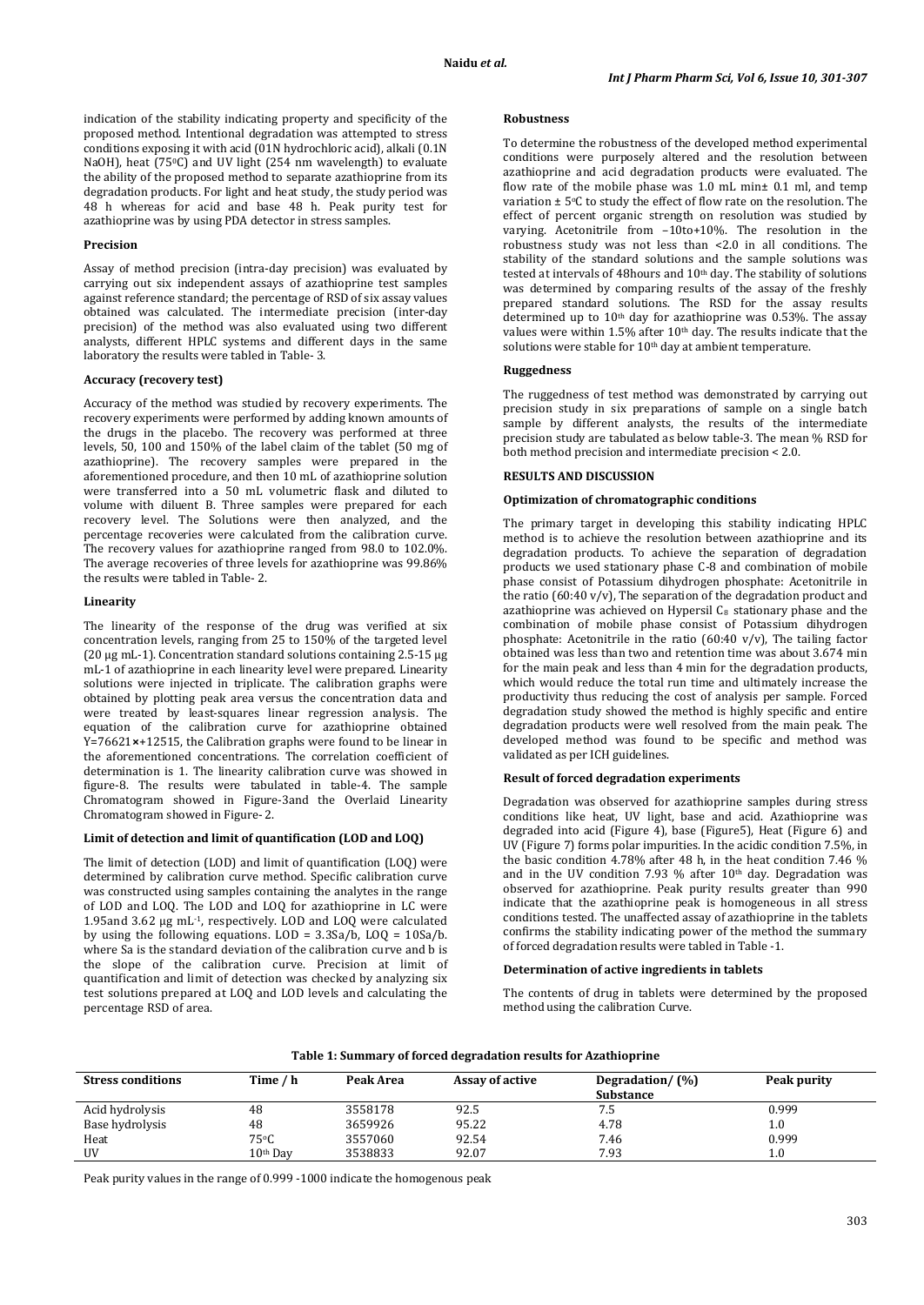indication of the stability indicating property and specificity of the proposed method. Intentional degradation was attempted to stress conditions exposing it with acid (01N hydrochloric acid), alkali (0.1N NaOH), heat (75$^0$C) and UV light (254 nm wavelength) to evaluate the ability of the proposed method to separate azathioprine from its degradation products. For light and heat study, the study period was 48 h whereas for acid and base 48 h. Peak purity test for azathioprine was by using PDA detector in stress samples.

### Precision

Assay of method precision (intra-day precision) was evaluated by carrying out six independent assays of azathioprine test samples against reference standard; the percentage of RSD of six assay values obtained was calculated. The intermediate precision (inter-day precision) of the method was also evaluated using two different analysts, different HPLC systems and different days in the same laboratory the results were tabled in Table- 3.

### Accuracy (recovery test)

Accuracy of the method was studied by recovery experiments. The recovery experiments were performed by adding known amounts of the drugs in the placebo. The recovery was performed at three levels, 50, 100 and 150% of the label claim of the tablet (50 mg of azathioprine). The recovery samples were prepared in the aforementioned procedure, and then 10 mL of azathioprine solution were transferred into a 50 mL volumetric flask and diluted to volume with diluent B. Three samples were prepared for each recovery level. The Solutions were then analyzed, and the percentage recoveries were calculated from the calibration curve. The recovery values for azathioprine ranged from 98.0 to 102.0%. The average recoveries of three levels for azathioprine was 99.86% the results were tabled in Table- 2.

### Linearity

The linearity of the response of the drug was verified at six concentration levels, ranging from 25 to 150% of the targeted level (20 µg mL-1). Concentration standard solutions containing 2.5-15 µg mL-1 of azathioprine in each linearity level were prepared. Linearity solutions were injected in triplicate. The calibration graphs were obtained by plotting peak area versus the concentration data and were treated by least-squares linear regression analysis. The equation of the calibration curve for azathioprine obtained Y=76621×+12515, the Calibration graphs were found to be linear in the aforementioned concentrations. The correlation coefficient of determination is 1. The linearity calibration curve was showed in figure-8. The results were tabulated in table-4. The sample Chromatogram showed in Figure-3and the Overlaid Linearity Chromatogram showed in Figure- 2.

### Limit of detection and limit of quantification (LOD and LOQ)

The limit of detection (LOD) and limit of quantification (LOQ) were determined by calibration curve method. Specific calibration curve was constructed using samples containing the analytes in the range of LOD and LOQ. The LOD and LOQ for azathioprine in LC were 1.95and 3.62 µg mL$^{-1}$, respectively. LOD and LOQ were calculated by using the following equations. LOD = 3.3Sa/b, LOQ = 10Sa/b. where Sa is the standard deviation of the calibration curve and b is the slope of the calibration curve. Precision at limit of quantification and limit of detection was checked by analyzing six test solutions prepared at LOQ and LOD levels and calculating the percentage RSD of area.

### Robustness

To determine the robustness of the developed method experimental conditions were purposely altered and the resolution between azathioprine and acid degradation products were evaluated. The flow rate of the mobile phase was 1.0 mL min± 0.1 ml, and temp variation ± 5$^o$C to study the effect of flow rate on the resolution. The effect of percent organic strength on resolution was studied by varying. Acetonitrile from −10to+10%. The resolution in the robustness study was not less than <2.0 in all conditions. The stability of the standard solutions and the sample solutions was tested at intervals of 48hours and 10$^{th}$ day. The stability of solutions was determined by comparing results of the assay of the freshly prepared standard solutions. The RSD for the assay results determined up to 10$^{th}$ day for azathioprine was 0.53%. The assay values were within 1.5% after 10$^{th}$ day. The results indicate that the solutions were stable for 10$^{th}$ day at ambient temperature.

### Ruggedness

The ruggedness of test method was demonstrated by carrying out precision study in six preparations of sample on a single batch sample by different analysts, the results of the intermediate precision study are tabulated as below table-3. The mean % RSD for both method precision and intermediate precision < 2.0.

## RESULTS AND DISCUSSION

### Optimization of chromatographic conditions

The primary target in developing this stability indicating HPLC method is to achieve the resolution between azathioprine and its degradation products. To achieve the separation of degradation products we used stationary phase C-8 and combination of mobile phase consist of Potassium dihydrogen phosphate: Acetonitrile in the ratio (60:40 v/v), The separation of the degradation product and azathioprine was achieved on Hypersil $C_8$ stationary phase and the combination of mobile phase consist of Potassium dihydrogen phosphate: Acetonitrile in the ratio (60:40 v/v), The tailing factor obtained was less than two and retention time was about 3.674 min for the main peak and less than 4 min for the degradation products, which would reduce the total run time and ultimately increase the productivity thus reducing the cost of analysis per sample. Forced degradation study showed the method is highly specific and entire degradation products were well resolved from the main peak. The developed method was found to be specific and method was validated as per ICH guidelines.

### Result of forced degradation experiments

Degradation was observed for azathioprine samples during stress conditions like heat, UV light, base and acid. Azathioprine was degraded into acid (Figure 4), base (Figure5), Heat (Figure 6) and UV (Figure 7) forms polar impurities. In the acidic condition 7.5%, in the basic condition 4.78% after 48 h, in the heat condition 7.46 % and in the UV condition 7.93 % after 10$^{th}$ day. Degradation was observed for azathioprine. Peak purity results greater than 990 indicate that the azathioprine peak is homogeneous in all stress conditions tested. The unaffected assay of azathioprine in the tablets confirms the stability indicating power of the method the summary of forced degradation results were tabled in Table -1.

### Determination of active ingredients in tablets

The contents of drug in tablets were determined by the proposed method using the calibration Curve.

**Table 1: Summary of forced degradation results for Azathioprine**

| Stress conditions | Time / h | Peak Area | Assay of active | Degradation/ (%) Substance | Peak purity |
|---|---|---|---|---|---|
| Acid hydrolysis | 48 | 3558178 | 92.5 | 7.5 | 0.999 |
| Base hydrolysis | 48 | 3659926 | 95.22 | 4.78 | 1.0 |
| Heat | 75$^o$C | 3557060 | 92.54 | 7.46 | 0.999 |
| UV | 10$^{th}$ Day | 3538833 | 92.07 | 7.93 | 1.0 |

Peak purity values in the range of 0.999 -1000 indicate the homogenous peak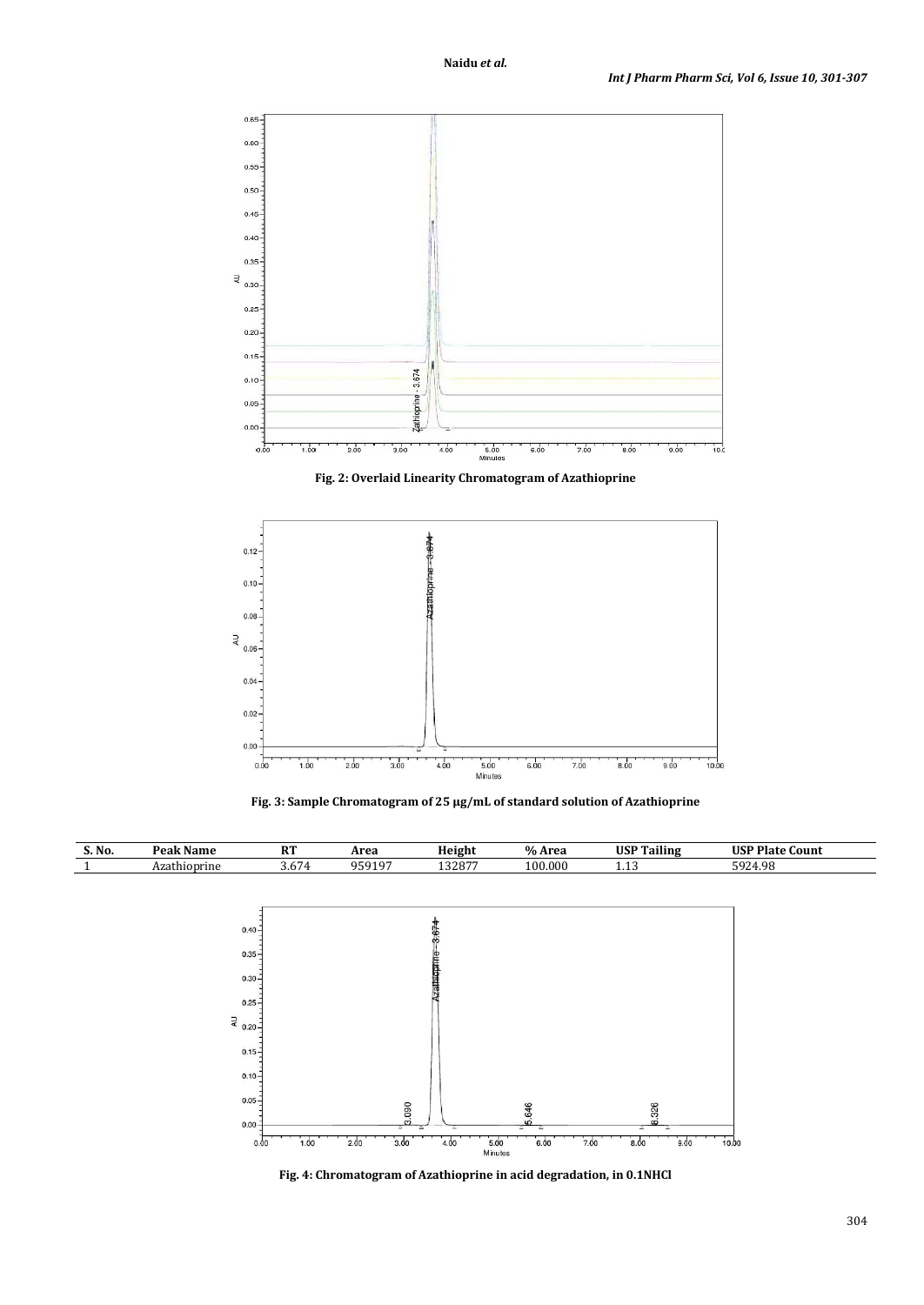Fig. 2: Overlaid Linearity Chromatogram of Azathioprine

Fig. 3: Sample Chromatogram of 25 µg/mL of standard solution of Azathioprine

| S. No. | Peak Name | RT | Area | Height | % Area | USP Tailing | USP Plate Count |
|---|---|---|---|---|---|---|---|
| 1 | Azathioprine | 3.674 | 959197 | 132877 | 100.000 | 1.13 | 5924.98 |

Fig. 4: Chromatogram of Azathioprine in acid degradation, in 0.1NHCl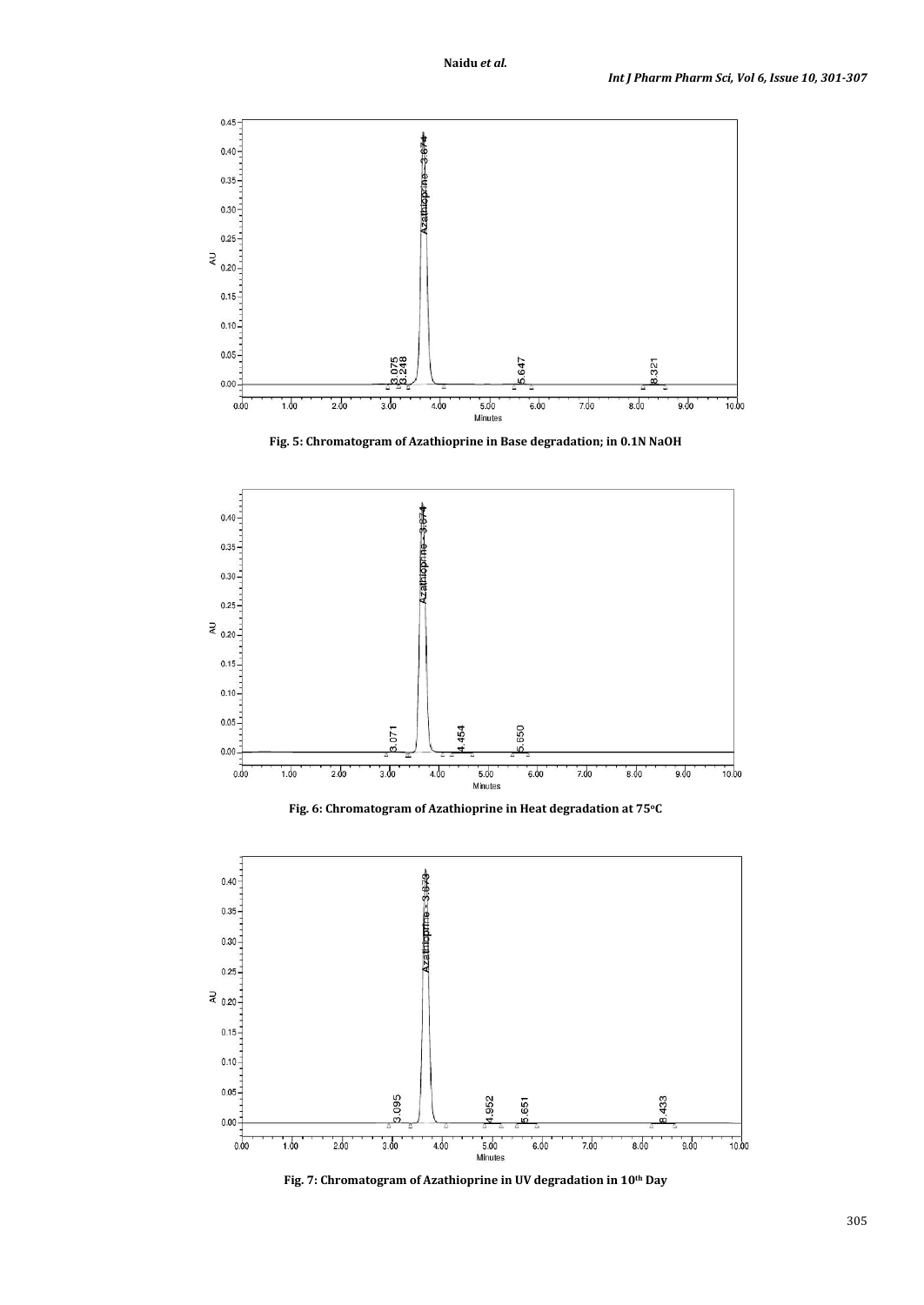Fig. 5: Chromatogram of Azathioprine in Base degradation; in 0.1N NaOH

Fig. 6: Chromatogram of Azathioprine in Heat degradation at 75°C

Fig. 7: Chromatogram of Azathioprine in UV degradation in 10th Day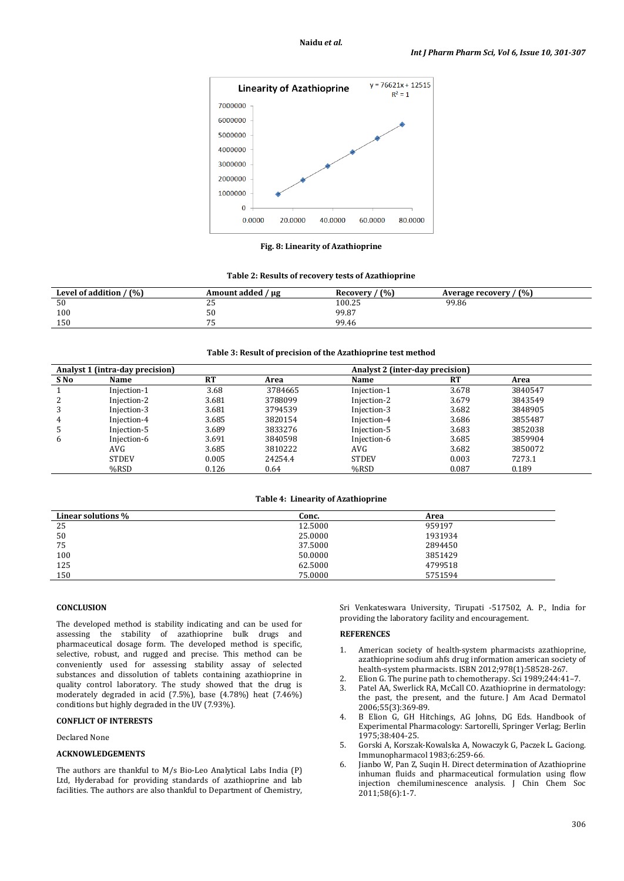Fig. 8: Linearity of Azathioprine

**Table 2: Results of recovery tests of Azathioprine**

| Level of addition / (%) | Amount added / µg | Recovery / (%) | Average recovery / (%) |
|---|---|---|---|
| 50 | 25 | 100.25 | 99.86 |
| 100 | 50 | 99.87 | |
| 150 | 75 | 99.46 | |

**Table 3: Result of precision of the Azathioprine test method**

| Analyst 1 (intra-day precision) | | | | Analyst 2 (inter-day precision) | | |
|---|---|---|---|---|---|---|
| S No | Name | RT | Area | Name | RT | Area |
| 1 | Injection-1 | 3.68 | 3784665 | Injection-1 | 3.678 | 3840547 |
| 2 | Injection-2 | 3.681 | 3788099 | Injection-2 | 3.679 | 3843549 |
| 3 | Injection-3 | 3.681 | 3794539 | Injection-3 | 3.682 | 3848905 |
| 4 | Injection-4 | 3.685 | 3820154 | Injection-4 | 3.686 | 3855487 |
| 5 | Injection-5 | 3.689 | 3833276 | Injection-5 | 3.683 | 3852038 |
| 6 | Injection-6 | 3.691 | 3840598 | Injection-6 | 3.685 | 3859904 |
| | AVG | 3.685 | 3810222 | AVG | 3.682 | 3850072 |
| | STDEV | 0.005 | 24254.4 | STDEV | 0.003 | 7273.1 |
| | %RSD | 0.126 | 0.64 | %RSD | 0.087 | 0.189 |

**Table 4: Linearity of Azathioprine**

| Linear solutions % | Conc. | Area |
|---|---|---|
| 25 | 12.5000 | 959197 |
| 50 | 25.0000 | 1931934 |
| 75 | 37.5000 | 2894450 |
| 100 | 50.0000 | 3851429 |
| 125 | 62.5000 | 4799518 |
| 150 | 75.0000 | 5751594 |

## CONCLUSION

The developed method is stability indicating and can be used for assessing the stability of azathioprine bulk drugs and pharmaceutical dosage form. The developed method is specific, selective, robust, and rugged and precise. This method can be conveniently used for assessing stability assay of selected substances and dissolution of tablets containing azathioprine in quality control laboratory. The study showed that the drug is moderately degraded in acid (7.5%), base (4.78%) heat (7.46%) conditions but highly degraded in the UV (7.93%).

## CONFLICT OF INTERESTS

Declared None

## ACKNOWLEDGEMENTS

The authors are thankful to M/s Bio-Leo Analytical Labs India (P) Ltd, Hyderabad for providing standards of azathioprine and lab facilities. The authors are also thankful to Department of Chemistry, Sri Venkateswara University, Tirupati -517502, A. P., India for providing the laboratory facility and encouragement.

## REFERENCES

1. American society of health-system pharmacists azathioprine, azathioprine sodium ahfs drug information american society of health-system pharmacists. ISBN 2012;978(1):58528-267.
2. Elion G. The purine path to chemotherapy. Sci 1989;244:41–7.
3. Patel AA, Swerlick RA, McCall CO. Azathioprine in dermatology: the past, the present, and the future. J Am Acad Dermatol 2006;55(3):369-89.
4. B Elion G, GH Hitchings, AG Johns, DG Eds. Handbook of Experimental Pharmacology: Sartorelli, Springer Verlag; Berlin 1975;38:404-25.
5. Gorski A, Korszak-Kowalska A, Nowaczyk G, Paczek L. Gaciong. Immunopharmacol 1983;6:259-66.
6. Jianbo W, Pan Z, Suqin H. Direct determination of Azathioprine inhuman fluids and pharmaceutical formulation using flow injection chemiluminescence analysis. J Chin Chem Soc 2011;58(6):1-7.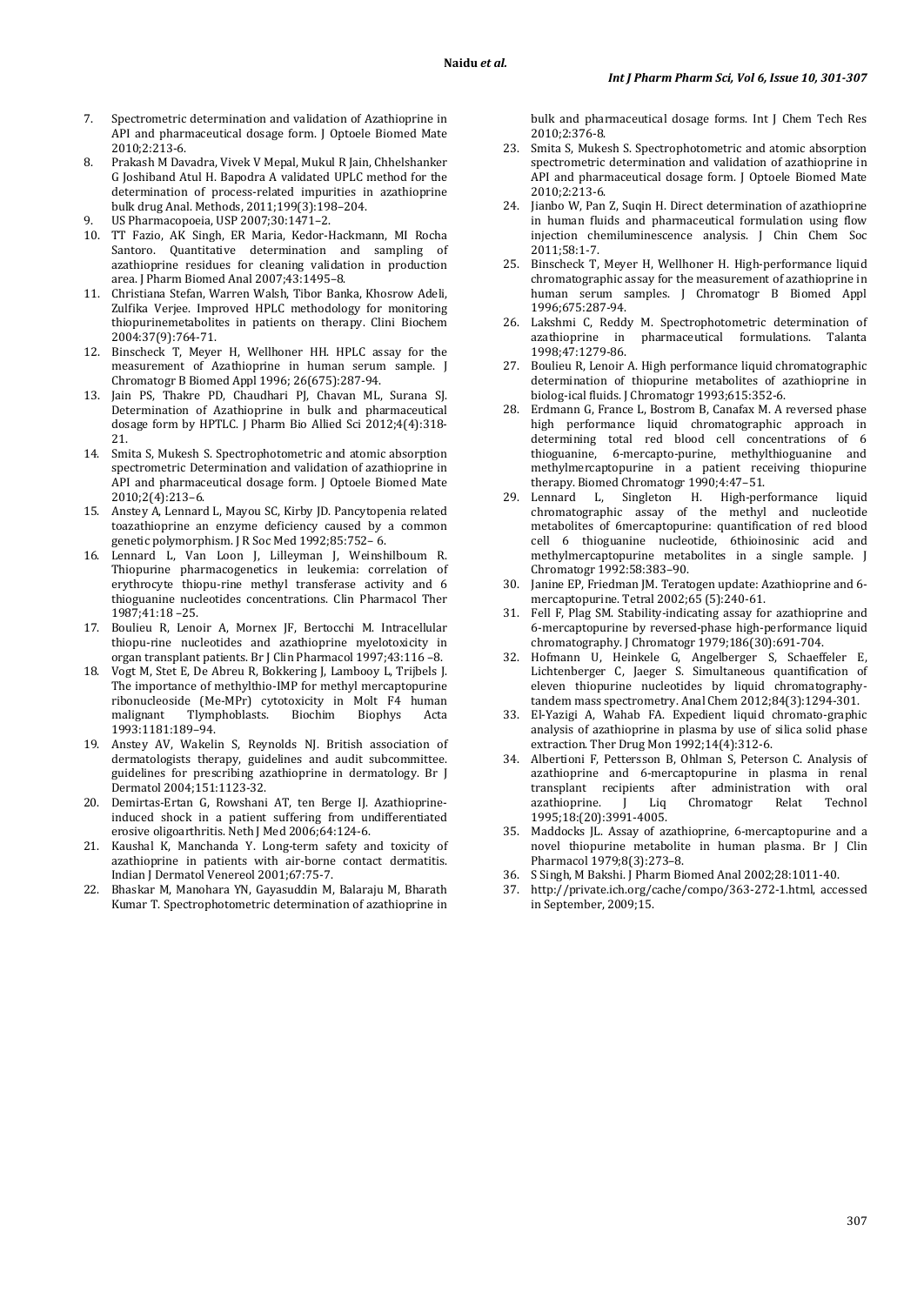7. Spectrometric determination and validation of Azathioprine in API and pharmaceutical dosage form. J Optoele Biomed Mate 2010;2:213-6.
8. Prakash M Davadra, Vivek V Mepal, Mukul R Jain, Chhelshanker G Joshiband Atul H. Bapodra A validated UPLC method for the determination of process-related impurities in azathioprine bulk drug Anal. Methods, 2011;199(3):198–204.
9. US Pharmacopoeia, USP 2007;30:1471–2.
10. TT Fazio, AK Singh, ER Maria, Kedor-Hackmann, MI Rocha Santoro. Quantitative determination and sampling of azathioprine residues for cleaning validation in production area. J Pharm Biomed Anal 2007;43:1495–8.
11. Christiana Stefan, Warren Walsh, Tibor Banka, Khosrow Adeli, Zulfika Verjee. Improved HPLC methodology for monitoring thiopurinemetabolites in patients on therapy. Clini Biochem 2004:37(9):764-71.
12. Binscheck T, Meyer H, Wellhoner HH. HPLC assay for the measurement of Azathioprine in human serum sample. J Chromatogr B Biomed Appl 1996; 26(675):287-94.
13. Jain PS, Thakre PD, Chaudhari PJ, Chavan ML, Surana SJ. Determination of Azathioprine in bulk and pharmaceutical dosage form by HPTLC. J Pharm Bio Allied Sci 2012;4(4):318-21.
14. Smita S, Mukesh S. Spectrophotometric and atomic absorption spectrometric Determination and validation of azathioprine in API and pharmaceutical dosage form. J Optoele Biomed Mate 2010;2(4):213–6.
15. Anstey A, Lennard L, Mayou SC, Kirby JD. Pancytopenia related toazathioprine an enzyme deficiency caused by a common genetic polymorphism. J R Soc Med 1992;85:752– 6.
16. Lennard L, Van Loon J, Lilleyman J, Weinshilboum R. Thiopurine pharmacogenetics in leukemia: correlation of erythrocyte thiopu-rine methyl transferase activity and 6 thioguanine nucleotides concentrations. Clin Pharmacol Ther 1987;41:18 –25.
17. Boulieu R, Lenoir A, Mornex JF, Bertocchi M. Intracellular thiopu-rine nucleotides and azathioprine myelotoxicity in organ transplant patients. Br J Clin Pharmacol 1997;43:116 –8.
18. Vogt M, Stet E, De Abreu R, Bokkering J, Lambooy L, Trijbels J. The importance of methylthio-IMP for methyl mercaptopurine ribonucleoside (Me-MPr) cytotoxicity in Molt F4 human malignant Tlymphoblasts. Biochim Biophys Acta 1993:1181:189–94.
19. Anstey AV, Wakelin S, Reynolds NJ. British association of dermatologists therapy, guidelines and audit subcommittee. guidelines for prescribing azathioprine in dermatology. Br J Dermatol 2004;151:1123-32.
20. Demirtas-Ertan G, Rowshani AT, ten Berge IJ. Azathioprine-induced shock in a patient suffering from undifferentiated erosive oligoarthritis. Neth J Med 2006;64:124-6.
21. Kaushal K, Manchanda Y. Long-term safety and toxicity of azathioprine in patients with air-borne contact dermatitis. Indian J Dermatol Venereol 2001;67:75-7.
22. Bhaskar M, Manohara YN, Gayasuddin M, Balaraju M, Bharath Kumar T. Spectrophotometric determination of azathioprine in bulk and pharmaceutical dosage forms. Int J Chem Tech Res 2010;2:376-8.
23. Smita S, Mukesh S. Spectrophotometric and atomic absorption spectrometric determination and validation of azathioprine in API and pharmaceutical dosage form. J Optoele Biomed Mate 2010;2:213-6.
24. Jianbo W, Pan Z, Suqin H. Direct determination of azathioprine in human fluids and pharmaceutical formulation using flow injection chemiluminescence analysis. J Chin Chem Soc 2011;58:1-7.
25. Binscheck T, Meyer H, Wellhoner H. High-performance liquid chromatographic assay for the measurement of azathioprine in human serum samples. J Chromatogr B Biomed Appl 1996;675:287-94.
26. Lakshmi C, Reddy M. Spectrophotometric determination of azathioprine in pharmaceutical formulations. Talanta 1998;47:1279-86.
27. Boulieu R, Lenoir A. High performance liquid chromatographic determination of thiopurine metabolites of azathioprine in biolog-ical fluids. J Chromatogr 1993;615:352-6.
28. Erdmann G, France L, Bostrom B, Canafax M. A reversed phase high performance liquid chromatographic approach in determining total red blood cell concentrations of 6 thioguanine, 6-mercapto-purine, methylthioguanine and methylmercaptopurine in a patient receiving thiopurine therapy. Biomed Chromatogr 1990;4:47–51.
29. Lennard L, Singleton H. High-performance liquid chromatographic assay of the methyl and nucleotide metabolites of 6mercaptopurine: quantification of red blood cell 6 thioguanine nucleotide, 6thioinosinic acid and methylmercaptopurine metabolites in a single sample. J Chromatogr 1992:58:383–90.
30. Janine EP, Friedman JM. Teratogen update: Azathioprine and 6-mercaptopurine. Tetral 2002;65 (5):240-61.
31. Fell F, Plag SM. Stability-indicating assay for azathioprine and 6-mercaptopurine by reversed-phase high-performance liquid chromatography. J Chromatogr 1979;186(30):691-704.
32. Hofmann U, Heinkele G, Angelberger S, Schaeffeler E, Lichtenberger C, Jaeger S. Simultaneous quantification of eleven thiopurine nucleotides by liquid chromatography-tandem mass spectrometry. Anal Chem 2012;84(3):1294-301.
33. El-Yazigi A, Wahab FA. Expedient liquid chromato-graphic analysis of azathioprine in plasma by use of silica solid phase extraction. Ther Drug Mon 1992;14(4):312-6.
34. Albertioni F, Pettersson B, Ohlman S, Peterson C. Analysis of azathioprine and 6-mercaptopurine in plasma in renal transplant recipients after administration with oral azathioprine. J Liq Chromatogr Relat Technol 1995;18:(20):3991-4005.
35. Maddocks JL. Assay of azathioprine, 6-mercaptopurine and a novel thiopurine metabolite in human plasma. Br J Clin Pharmacol 1979;8(3):273–8.
36. S Singh, M Bakshi. J Pharm Biomed Anal 2002;28:1011-40.
37. http://private.ich.org/cache/compo/363-272-1.html, accessed in September, 2009;15.